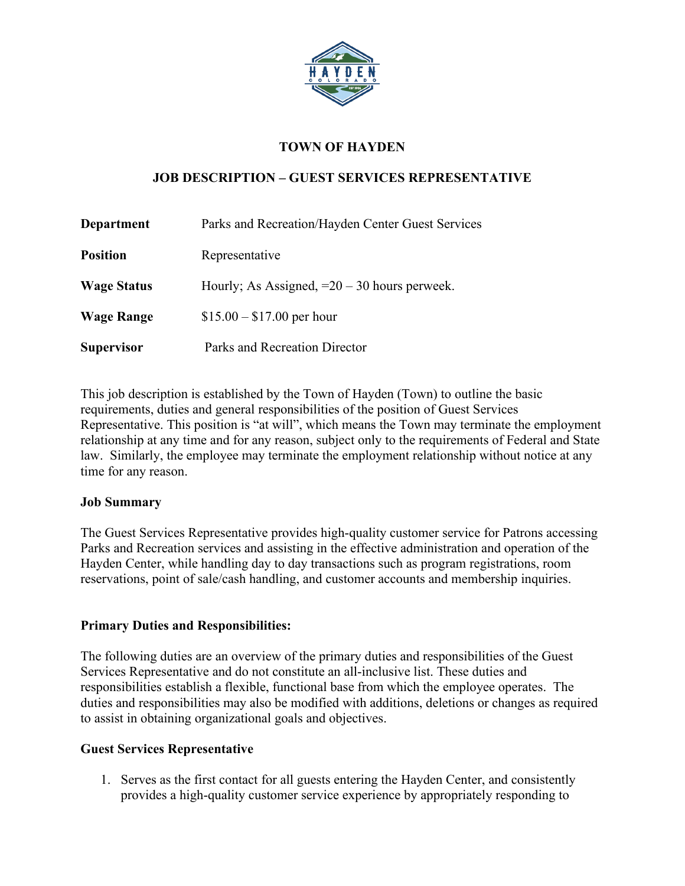# TOWN OF HAYDEN

## JOB DESCRIPTION – GUEST SERVICES REPRESENTATIVE

| | |
|---|---|
| **Department** | Parks and Recreation/Hayden Center Guest Services |
| **Position** | Representative |
| **Wage Status** | Hourly; As Assigned, =20 – 30 hours perweek. |
| **Wage Range** | $15.00 – $17.00 per hour |
| **Supervisor** | Parks and Recreation Director |

This job description is established by the Town of Hayden (Town) to outline the basic requirements, duties and general responsibilities of the position of Guest Services Representative. This position is "at will", which means the Town may terminate the employment relationship at any time and for any reason, subject only to the requirements of Federal and State law. Similarly, the employee may terminate the employment relationship without notice at any time for any reason.

### Job Summary

The Guest Services Representative provides high-quality customer service for Patrons accessing Parks and Recreation services and assisting in the effective administration and operation of the Hayden Center, while handling day to day transactions such as program registrations, room reservations, point of sale/cash handling, and customer accounts and membership inquiries.

### Primary Duties and Responsibilities:

The following duties are an overview of the primary duties and responsibilities of the Guest Services Representative and do not constitute an all-inclusive list. These duties and responsibilities establish a flexible, functional base from which the employee operates. The duties and responsibilities may also be modified with additions, deletions or changes as required to assist in obtaining organizational goals and objectives.

### Guest Services Representative

1. Serves as the first contact for all guests entering the Hayden Center, and consistently provides a high-quality customer service experience by appropriately responding to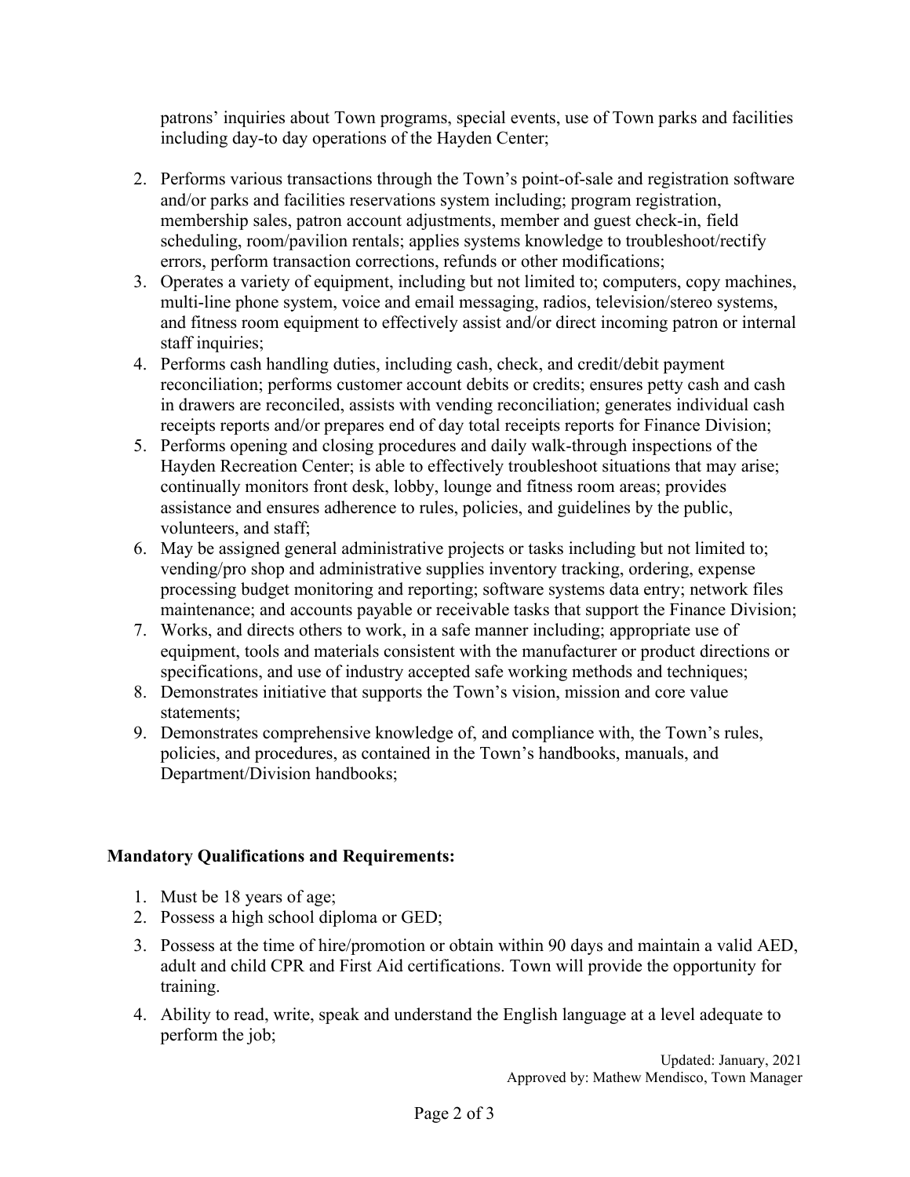patrons' inquiries about Town programs, special events, use of Town parks and facilities including day-to day operations of the Hayden Center;

2. Performs various transactions through the Town's point-of-sale and registration software and/or parks and facilities reservations system including; program registration, membership sales, patron account adjustments, member and guest check-in, field scheduling, room/pavilion rentals; applies systems knowledge to troubleshoot/rectify errors, perform transaction corrections, refunds or other modifications;
3. Operates a variety of equipment, including but not limited to; computers, copy machines, multi-line phone system, voice and email messaging, radios, television/stereo systems, and fitness room equipment to effectively assist and/or direct incoming patron or internal staff inquiries;
4. Performs cash handling duties, including cash, check, and credit/debit payment reconciliation; performs customer account debits or credits; ensures petty cash and cash in drawers are reconciled, assists with vending reconciliation; generates individual cash receipts reports and/or prepares end of day total receipts reports for Finance Division;
5. Performs opening and closing procedures and daily walk-through inspections of the Hayden Recreation Center; is able to effectively troubleshoot situations that may arise; continually monitors front desk, lobby, lounge and fitness room areas; provides assistance and ensures adherence to rules, policies, and guidelines by the public, volunteers, and staff;
6. May be assigned general administrative projects or tasks including but not limited to; vending/pro shop and administrative supplies inventory tracking, ordering, expense processing budget monitoring and reporting; software systems data entry; network files maintenance; and accounts payable or receivable tasks that support the Finance Division;
7. Works, and directs others to work, in a safe manner including; appropriate use of equipment, tools and materials consistent with the manufacturer or product directions or specifications, and use of industry accepted safe working methods and techniques;
8. Demonstrates initiative that supports the Town's vision, mission and core value statements;
9. Demonstrates comprehensive knowledge of, and compliance with, the Town's rules, policies, and procedures, as contained in the Town's handbooks, manuals, and Department/Division handbooks;

**Mandatory Qualifications and Requirements:**

1. Must be 18 years of age;
2. Possess a high school diploma or GED;
3. Possess at the time of hire/promotion or obtain within 90 days and maintain a valid AED, adult and child CPR and First Aid certifications. Town will provide the opportunity for training.
4. Ability to read, write, speak and understand the English language at a level adequate to perform the job;

Updated: January, 2021
Approved by: Mathew Mendisco, Town Manager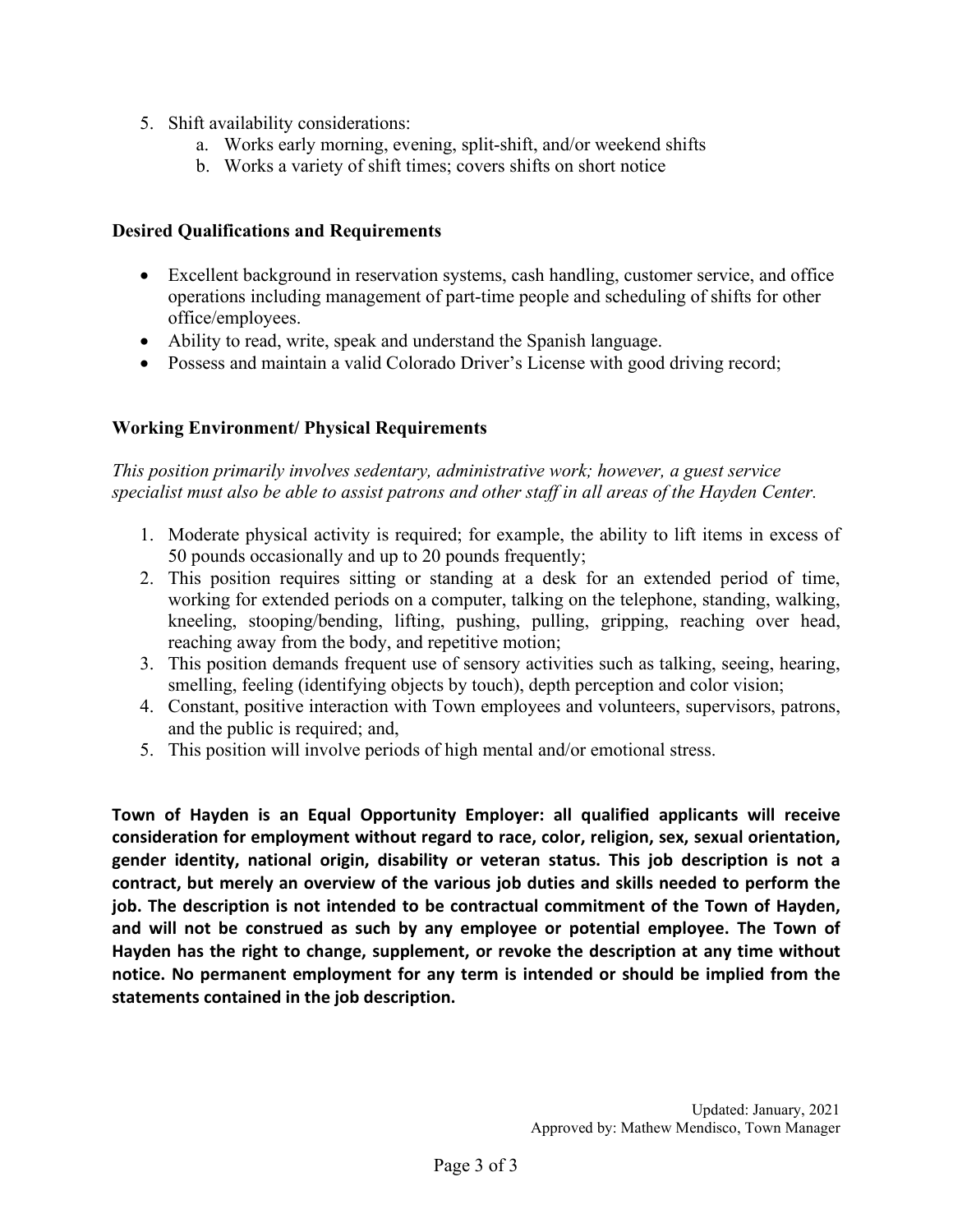5. Shift availability considerations:
    a. Works early morning, evening, split-shift, and/or weekend shifts
    b. Works a variety of shift times; covers shifts on short notice

**Desired Qualifications and Requirements**

- Excellent background in reservation systems, cash handling, customer service, and office operations including management of part-time people and scheduling of shifts for other office/employees.
- Ability to read, write, speak and understand the Spanish language.
- Possess and maintain a valid Colorado Driver's License with good driving record;

**Working Environment/ Physical Requirements**

*This position primarily involves sedentary, administrative work; however, a guest service specialist must also be able to assist patrons and other staff in all areas of the Hayden Center.*

1. Moderate physical activity is required; for example, the ability to lift items in excess of 50 pounds occasionally and up to 20 pounds frequently;
2. This position requires sitting or standing at a desk for an extended period of time, working for extended periods on a computer, talking on the telephone, standing, walking, kneeling, stooping/bending, lifting, pushing, pulling, gripping, reaching over head, reaching away from the body, and repetitive motion;
3. This position demands frequent use of sensory activities such as talking, seeing, hearing, smelling, feeling (identifying objects by touch), depth perception and color vision;
4. Constant, positive interaction with Town employees and volunteers, supervisors, patrons, and the public is required; and,
5. This position will involve periods of high mental and/or emotional stress.

**Town of Hayden is an Equal Opportunity Employer: all qualified applicants will receive consideration for employment without regard to race, color, religion, sex, sexual orientation, gender identity, national origin, disability or veteran status. This job description is not a contract, but merely an overview of the various job duties and skills needed to perform the job. The description is not intended to be contractual commitment of the Town of Hayden, and will not be construed as such by any employee or potential employee. The Town of Hayden has the right to change, supplement, or revoke the description at any time without notice. No permanent employment for any term is intended or should be implied from the statements contained in the job description.**

Updated: January, 2021
Approved by: Mathew Mendisco, Town Manager